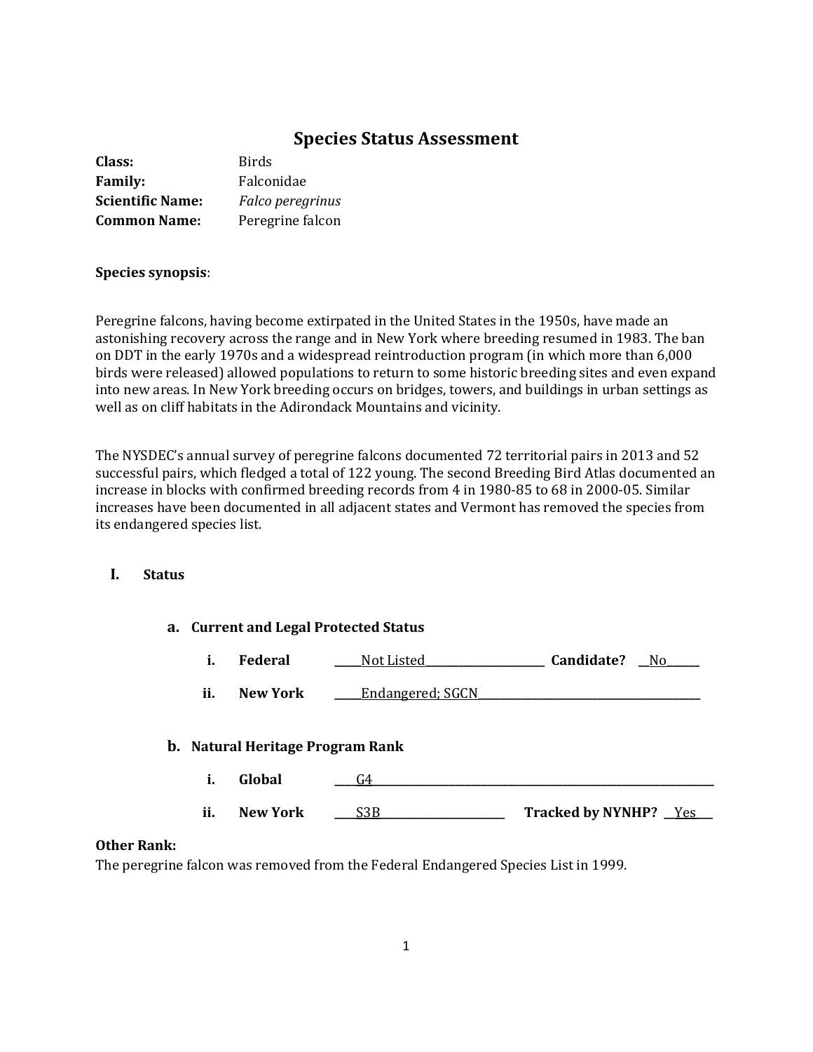# Species Status Assessment

**Class:** Birds
**Family:** Falconidae
**Scientific Name:** *Falco peregrinus*
**Common Name:** Peregrine falcon

**Species synopsis**:

Peregrine falcons, having become extirpated in the United States in the 1950s, have made an astonishing recovery across the range and in New York where breeding resumed in 1983. The ban on DDT in the early 1970s and a widespread reintroduction program (in which more than 6,000 birds were released) allowed populations to return to some historic breeding sites and even expand into new areas. In New York breeding occurs on bridges, towers, and buildings in urban settings as well as on cliff habitats in the Adirondack Mountains and vicinity.

The NYSDEC's annual survey of peregrine falcons documented 72 territorial pairs in 2013 and 52 successful pairs, which fledged a total of 122 young. The second Breeding Bird Atlas documented an increase in blocks with confirmed breeding records from 4 in 1980-85 to 68 in 2000-05. Similar increases have been documented in all adjacent states and Vermont has removed the species from its endangered species list.

## I. Status

### a. Current and Legal Protected Status

i. **Federal** Not Listed **Candidate?** No

ii. **New York** Endangered; SGCN

### b. Natural Heritage Program Rank

i. **Global** G4

ii. **New York** S3B **Tracked by NYNHP?** Yes

**Other Rank:**
The peregrine falcon was removed from the Federal Endangered Species List in 1999.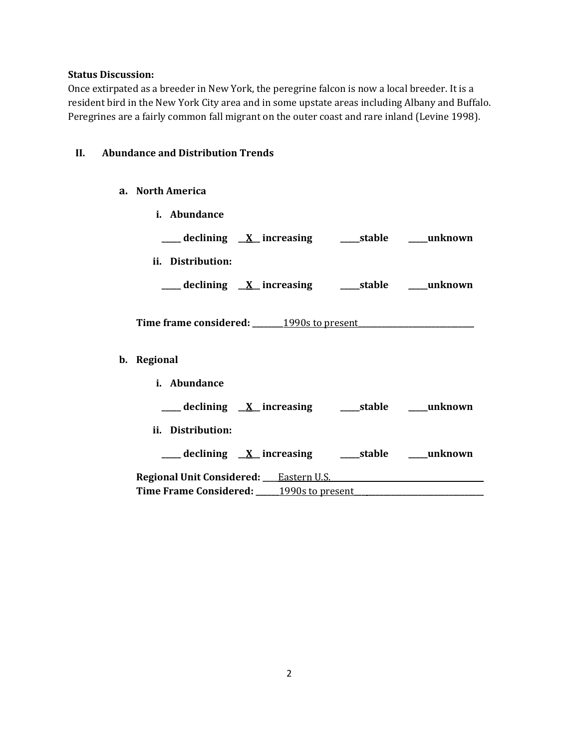**Status Discussion:**

Once extirpated as a breeder in New York, the peregrine falcon is now a local breeder. It is a resident bird in the New York City area and in some upstate areas including Albany and Buffalo. Peregrines are a fairly common fall migrant on the outer coast and rare inland (Levine 1998).

## II. Abundance and Distribution Trends

### a. North America

**i. Abundance**

**_____ declining __X__ increasing _____stable _____unknown**

**ii. Distribution:**

**_____ declining __X__ increasing _____stable _____unknown**

**Time frame considered:** ________1990s to present______________________________

### b. Regional

**i. Abundance**

**_____ declining __X__ increasing _____stable _____unknown**

**ii. Distribution:**

**_____ declining __X__ increasing _____stable _____unknown**

**Regional Unit Considered:** ____Eastern U.S.________________________________________

**Time Frame Considered:** ______1990s to present________________________________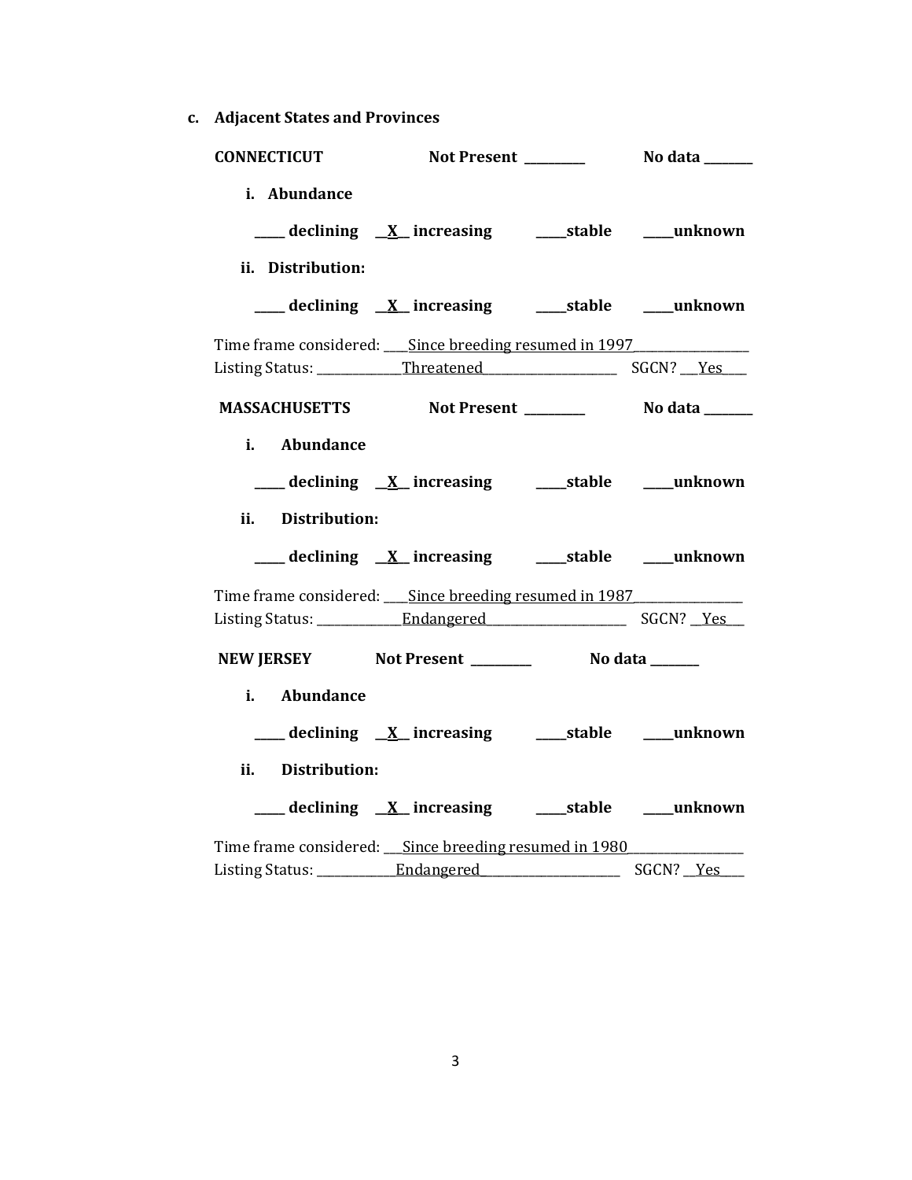**c. Adjacent States and Provinces**

**CONNECTICUT** **Not Present \_\_\_\_\_\_\_\_\_** **No data \_\_\_\_\_\_\_**

**i. Abundance**

**\_\_\_\_\_ declining \_\_X\_\_ increasing \_\_\_\_\_stable \_\_\_\_\_unknown**

**ii. Distribution:**

**\_\_\_\_\_ declining \_\_X\_\_ increasing \_\_\_\_\_stable \_\_\_\_\_unknown**

Time frame considered: \_\_\_\_Since breeding resumed in 1997\_\_\_\_\_\_\_\_\_\_\_\_\_\_\_\_\_\_
Listing Status: \_\_\_\_\_\_\_\_\_\_\_\_\_\_Threatened\_\_\_\_\_\_\_\_\_\_\_\_\_\_\_\_\_\_\_\_\_\_ SGCN? \_\_\_Yes\_\_\_\_

**MASSACHUSETTS** **Not Present \_\_\_\_\_\_\_\_\_** **No data \_\_\_\_\_\_\_**

**i. Abundance**

**\_\_\_\_\_ declining \_\_X\_\_ increasing \_\_\_\_\_stable \_\_\_\_\_unknown**

**ii. Distribution:**

**\_\_\_\_\_ declining \_\_X\_\_ increasing \_\_\_\_\_stable \_\_\_\_\_unknown**

Time frame considered: \_\_\_\_Since breeding resumed in 1987\_\_\_\_\_\_\_\_\_\_\_\_\_\_\_\_\_
Listing Status: \_\_\_\_\_\_\_\_\_\_\_\_\_\_Endangered\_\_\_\_\_\_\_\_\_\_\_\_\_\_\_\_\_\_\_\_\_\_\_ SGCN? \_\_Yes\_\_\_

**NEW JERSEY** **Not Present \_\_\_\_\_\_\_\_\_** **No data \_\_\_\_\_\_\_**

**i. Abundance**

**\_\_\_\_\_ declining \_\_X\_\_ increasing \_\_\_\_\_stable \_\_\_\_\_unknown**

**ii. Distribution:**

**\_\_\_\_\_ declining \_\_X\_\_ increasing \_\_\_\_\_stable \_\_\_\_\_unknown**

Time frame considered: \_\_\_Since breeding resumed in 1980\_\_\_\_\_\_\_\_\_\_\_\_\_\_\_\_\_\_
Listing Status: \_\_\_\_\_\_\_\_\_\_\_\_\_Endangered\_\_\_\_\_\_\_\_\_\_\_\_\_\_\_\_\_\_\_\_\_\_\_ SGCN? \_\_Yes\_\_\_\_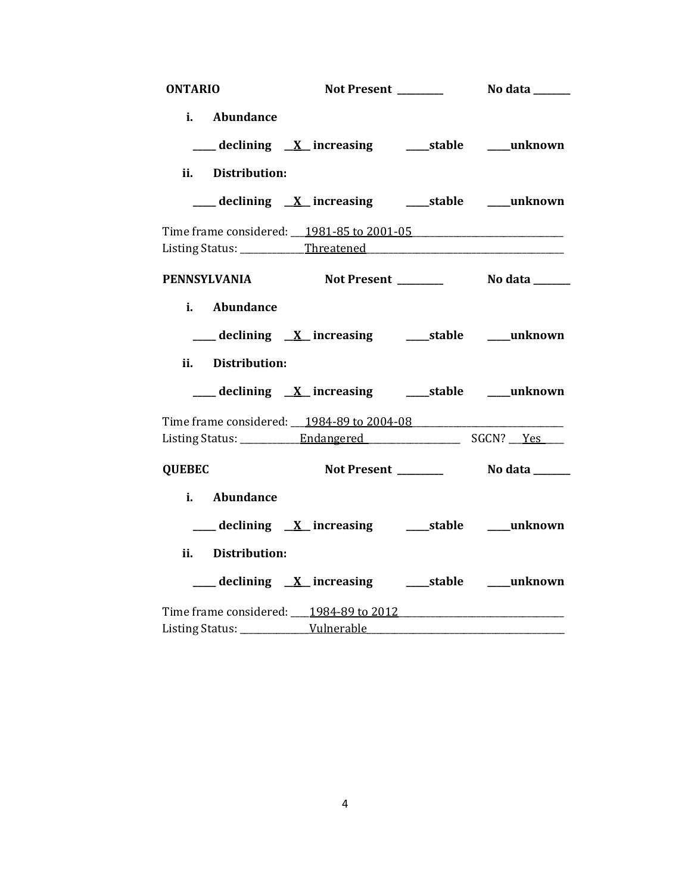**ONTARIO** **Not Present \_\_\_\_\_\_\_\_\_** **No data \_\_\_\_\_\_\_**

**i. Abundance**

**\_\_\_\_\_ declining \_\_X\_\_ increasing \_\_\_\_\_stable \_\_\_\_\_unknown**

**ii. Distribution:**

**\_\_\_\_\_ declining \_\_X\_\_ increasing \_\_\_\_\_stable \_\_\_\_\_unknown**

Time frame considered: \_\_\_1981-85 to 2001-05\_\_\_\_\_\_\_\_\_\_\_\_\_\_\_\_\_\_\_\_\_\_\_\_\_\_\_\_\_\_\_\_\_
Listing Status: \_\_\_\_\_\_\_\_\_\_\_\_\_\_Threatened\_\_\_\_\_\_\_\_\_\_\_\_\_\_\_\_\_\_\_\_\_\_\_\_\_\_\_\_\_\_\_\_\_\_\_\_\_\_\_\_\_\_\_\_

**PENNSYLVANIA** **Not Present \_\_\_\_\_\_\_\_\_** **No data \_\_\_\_\_\_\_**

**i. Abundance**

**\_\_\_\_\_ declining \_\_X\_\_ increasing \_\_\_\_\_stable \_\_\_\_\_unknown**

**ii. Distribution:**

**\_\_\_\_\_ declining \_\_X\_\_ increasing \_\_\_\_\_stable \_\_\_\_\_unknown**

Time frame considered: \_\_\_1984-89 to 2004-08\_\_\_\_\_\_\_\_\_\_\_\_\_\_\_\_\_\_\_\_\_\_\_\_\_\_\_\_\_\_\_\_\_
Listing Status: \_\_\_\_\_\_\_\_\_\_\_\_\_\_Endangered\_\_\_\_\_\_\_\_\_\_\_\_\_\_\_\_\_\_\_\_\_ SGCN? \_\_\_Yes\_\_\_\_\_

**QUEBEC** **Not Present \_\_\_\_\_\_\_\_\_** **No data \_\_\_\_\_\_\_**

**i. Abundance**

**\_\_\_\_\_ declining \_\_X\_\_ increasing \_\_\_\_\_stable \_\_\_\_\_unknown**

**ii. Distribution:**

**\_\_\_\_\_ declining \_\_X\_\_ increasing \_\_\_\_\_stable \_\_\_\_\_unknown**

Time frame considered: \_\_\_\_1984-89 to 2012\_\_\_\_\_\_\_\_\_\_\_\_\_\_\_\_\_\_\_\_\_\_\_\_\_\_\_\_\_\_\_\_\_\_\_\_
Listing Status: \_\_\_\_\_\_\_\_\_\_\_\_\_\_\_\_Vulnerable\_\_\_\_\_\_\_\_\_\_\_\_\_\_\_\_\_\_\_\_\_\_\_\_\_\_\_\_\_\_\_\_\_\_\_\_\_\_\_\_\_\_\_\_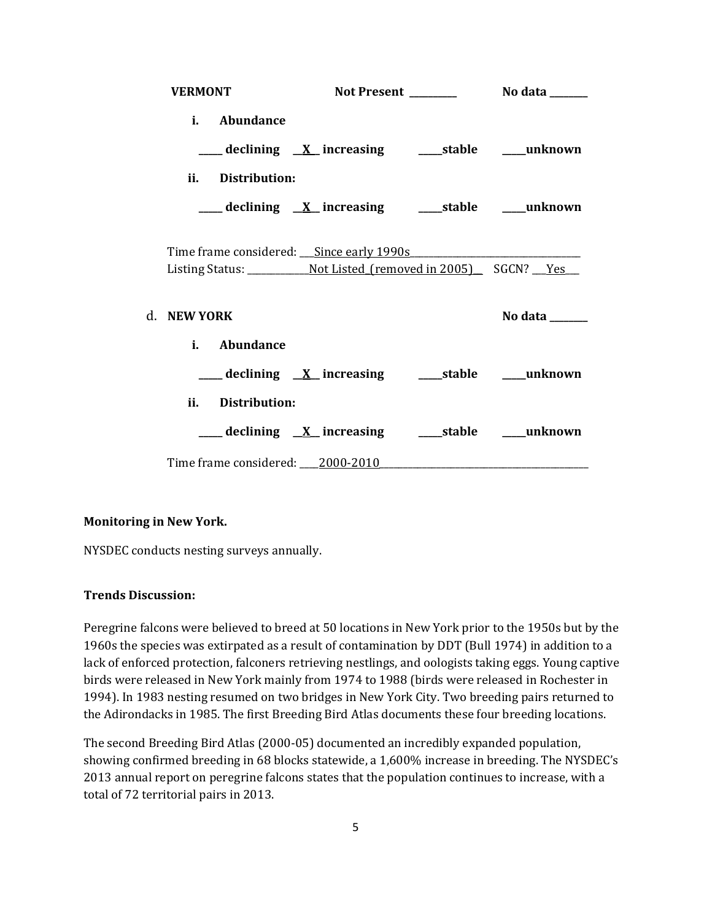**VERMONT** **Not Present** _________ **No data** _______

**i. Abundance**

_____ **declining** __**X**__ **increasing** _____**stable** _____**unknown**

**ii. Distribution:**

_____ **declining** __**X**__ **increasing** _____**stable** _____**unknown**

Time frame considered: ___Since early 1990s___________________________________

Listing Status: _____________Not Listed (removed in 2005)__ SGCN? ___Yes___

d. **NEW YORK** **No data** _______

**i. Abundance**

_____ **declining** __**X**__ **increasing** _____**stable** _____**unknown**

**ii. Distribution:**

_____ **declining** __**X**__ **increasing** _____**stable** _____**unknown**

Time frame considered: ____2000-2010_____________________________________________

**Monitoring in New York.**

NYSDEC conducts nesting surveys annually.

**Trends Discussion:**

Peregrine falcons were believed to breed at 50 locations in New York prior to the 1950s but by the 1960s the species was extirpated as a result of contamination by DDT (Bull 1974) in addition to a lack of enforced protection, falconers retrieving nestlings, and oologists taking eggs. Young captive birds were released in New York mainly from 1974 to 1988 (birds were released in Rochester in 1994). In 1983 nesting resumed on two bridges in New York City. Two breeding pairs returned to the Adirondacks in 1985. The first Breeding Bird Atlas documents these four breeding locations.

The second Breeding Bird Atlas (2000-05) documented an incredibly expanded population, showing confirmed breeding in 68 blocks statewide, a 1,600% increase in breeding. The NYSDEC's 2013 annual report on peregrine falcons states that the population continues to increase, with a total of 72 territorial pairs in 2013.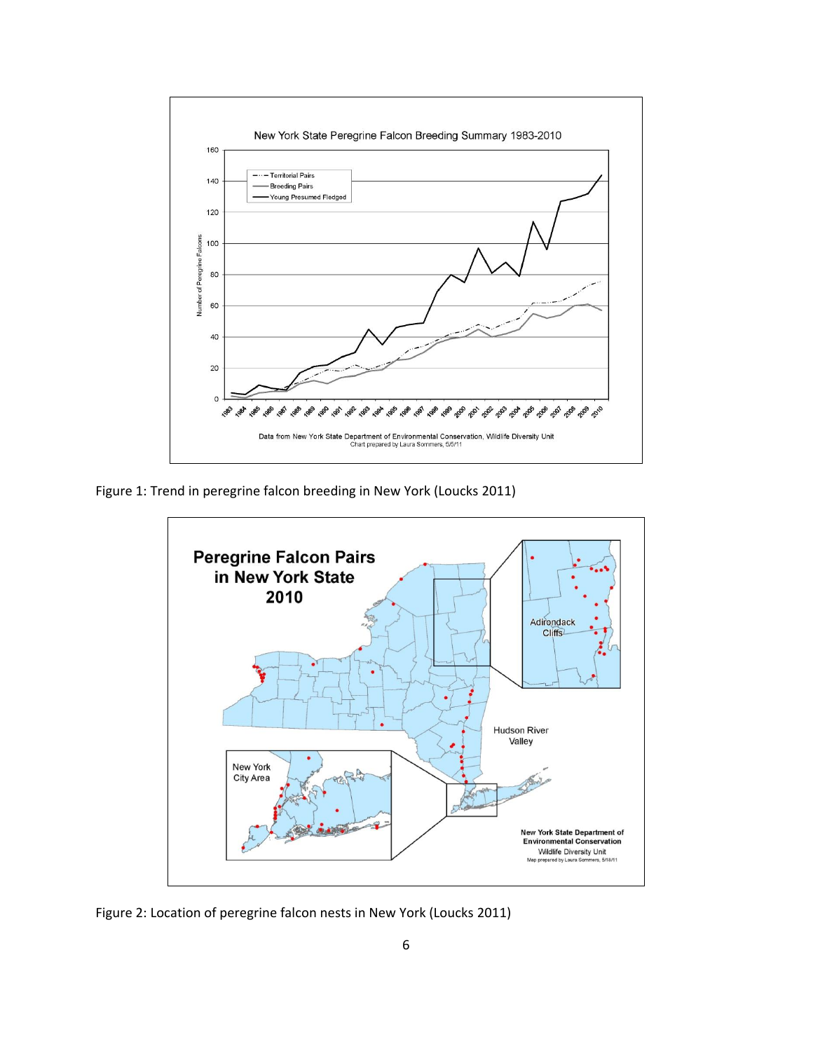Figure 1: Trend in peregrine falcon breeding in New York (Loucks 2011)

Figure 2: Location of peregrine falcon nests in New York (Loucks 2011)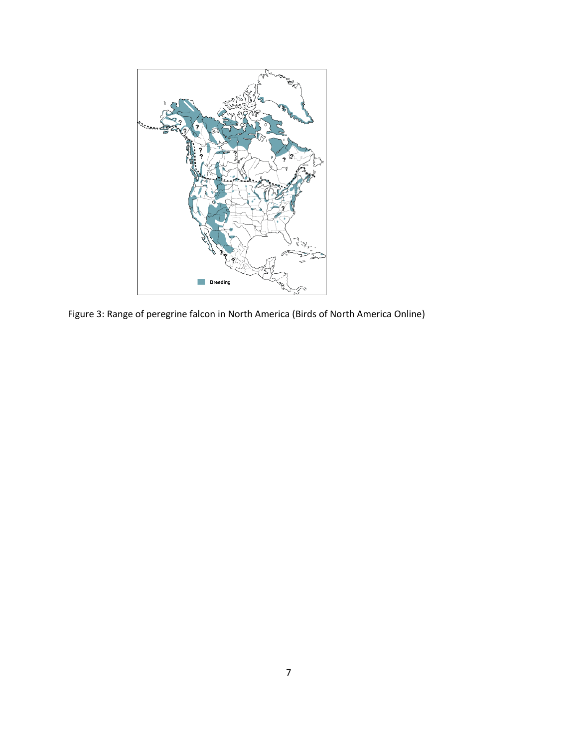Figure 3: Range of peregrine falcon in North America (Birds of North America Online)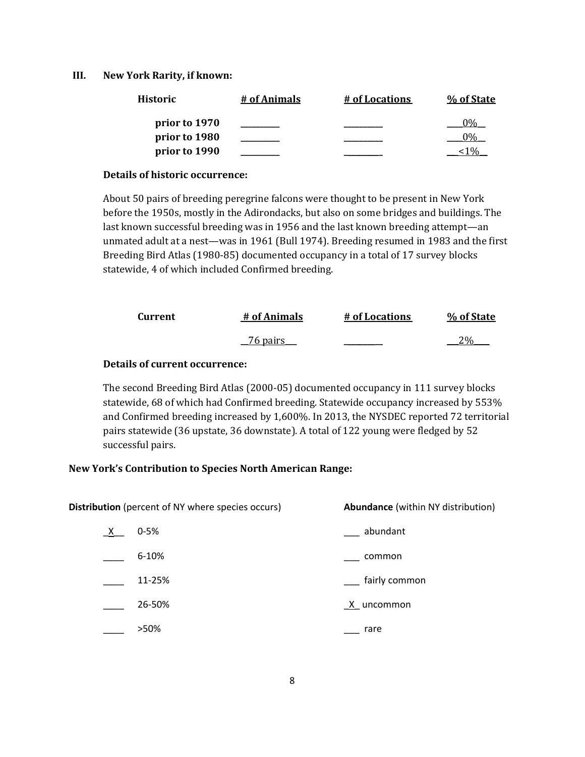### III. New York Rarity, if known:

| Historic | # of Animals | # of Locations | % of State |
|---|---|---|---|
| **prior to 1970** | _________ | _________ | ___0%__ |
| **prior to 1980** | _________ | _________ | ___0%__ |
| **prior to 1990** | _________ | _________ | __<1%__ |

**Details of historic occurrence:**

About 50 pairs of breeding peregrine falcons were thought to be present in New York before the 1950s, mostly in the Adirondacks, but also on some bridges and buildings. The last known successful breeding was in 1956 and the last known breeding attempt—an unmated adult at a nest—was in 1961 (Bull 1974). Breeding resumed in 1983 and the first Breeding Bird Atlas (1980-85) documented occupancy in a total of 17 survey blocks statewide, 4 of which included Confirmed breeding.

| Current | # of Animals | # of Locations | % of State |
|---|---|---|---|
| | __76 pairs___ | _________ | ___2%___ |

**Details of current occurrence:**

The second Breeding Bird Atlas (2000-05) documented occupancy in 111 survey blocks statewide, 68 of which had Confirmed breeding. Statewide occupancy increased by 553% and Confirmed breeding increased by 1,600%. In 2013, the NYSDEC reported 72 territorial pairs statewide (36 upstate, 36 downstate). A total of 122 young were fledged by 52 successful pairs.

**New York's Contribution to Species North American Range:**

| **Distribution** (percent of NY where species occurs) | **Abundance** (within NY distribution) |
|---|---|
| _X__ 0-5% | ___ abundant |
| ____ 6-10% | ___ common |
| ____ 11-25% | ___ fairly common |
| ____ 26-50% | _X_ uncommon |
| ____ >50% | ___ rare |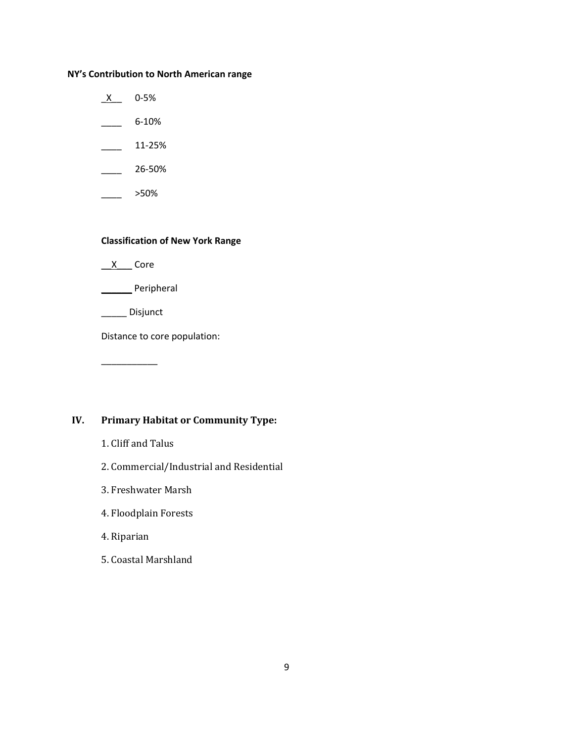**NY's Contribution to North American range**

_X__ 0-5%

____ 6-10%

____ 11-25%

____ 26-50%

____ >50%

**Classification of New York Range**

__X___ Core

______ Peripheral

_____ Disjunct

Distance to core population:

____________

## IV. Primary Habitat or Community Type:

1. Cliff and Talus

2. Commercial/Industrial and Residential

3. Freshwater Marsh

4. Floodplain Forests

4. Riparian

5. Coastal Marshland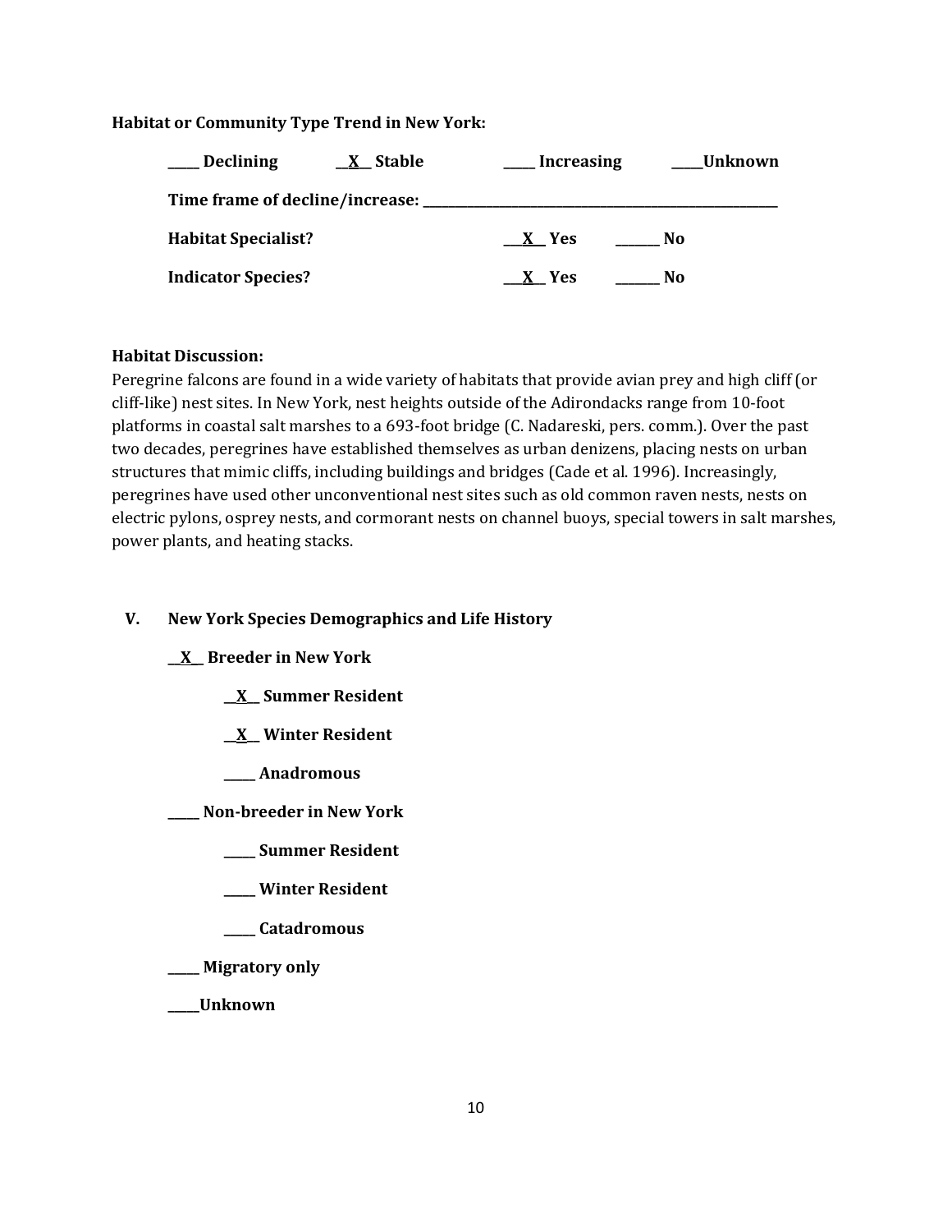**Habitat or Community Type Trend in New York:**

**_____ Declining** **__X__ Stable** **_____ Increasing** **_____Unknown**

**Time frame of decline/increase: _______________________________________________**

**Habitat Specialist?** **___X__ Yes** **_______ No**

**Indicator Species?** **___X__ Yes** **_______ No**

**Habitat Discussion:**

Peregrine falcons are found in a wide variety of habitats that provide avian prey and high cliff (or cliff-like) nest sites. In New York, nest heights outside of the Adirondacks range from 10-foot platforms in coastal salt marshes to a 693-foot bridge (C. Nadareski, pers. comm.). Over the past two decades, peregrines have established themselves as urban denizens, placing nests on urban structures that mimic cliffs, including buildings and bridges (Cade et al. 1996). Increasingly, peregrines have used other unconventional nest sites such as old common raven nests, nests on electric pylons, osprey nests, and cormorant nests on channel buoys, special towers in salt marshes, power plants, and heating stacks.

## V. New York Species Demographics and Life History

**__X__ Breeder in New York**

- **__X__ Summer Resident**
- **__X__ Winter Resident**
- **_____ Anadromous**

**_____ Non-breeder in New York**

- **_____ Summer Resident**
- **_____ Winter Resident**
- **_____ Catadromous**

**_____ Migratory only**

**_____Unknown**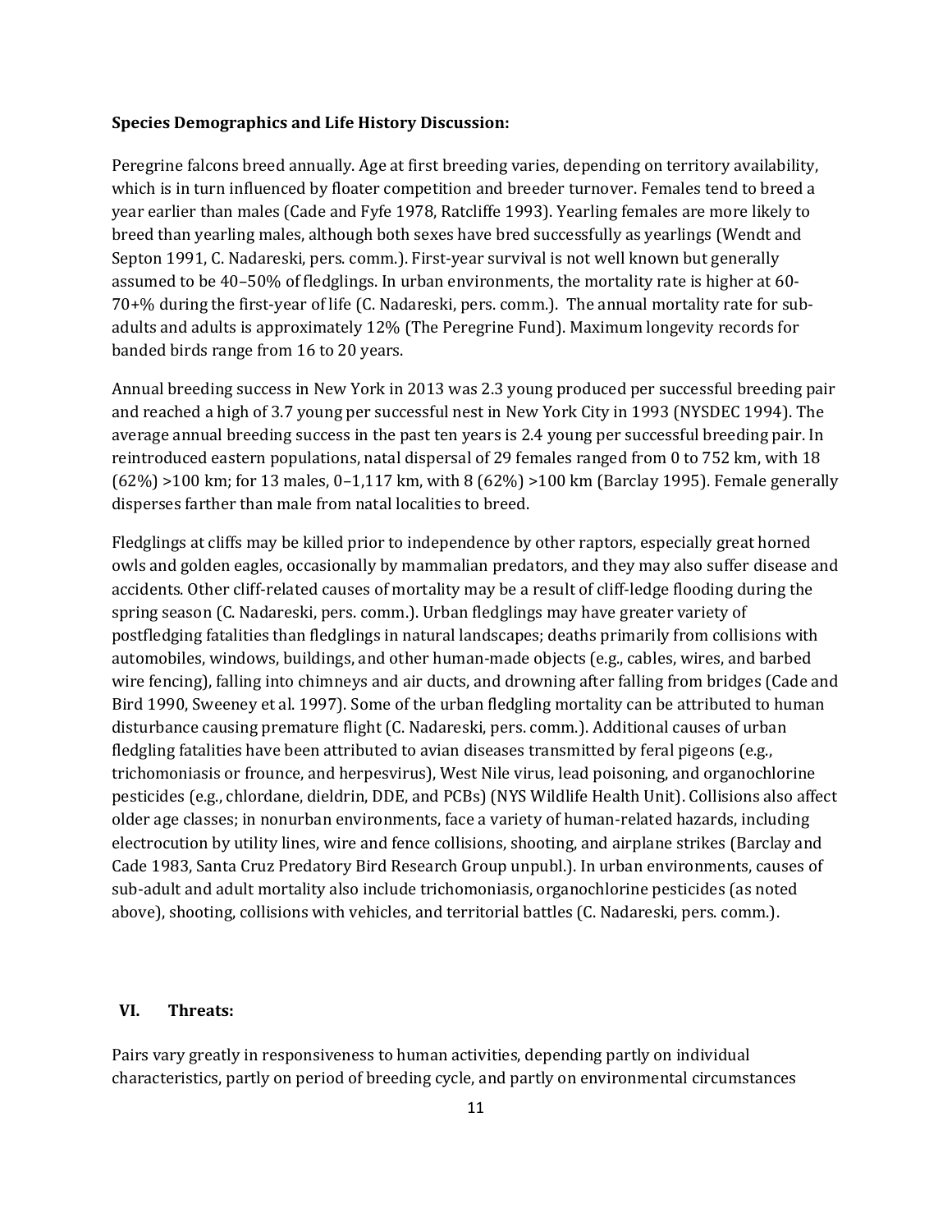**Species Demographics and Life History Discussion:**

Peregrine falcons breed annually. Age at first breeding varies, depending on territory availability, which is in turn influenced by floater competition and breeder turnover. Females tend to breed a year earlier than males (Cade and Fyfe 1978, Ratcliffe 1993). Yearling females are more likely to breed than yearling males, although both sexes have bred successfully as yearlings (Wendt and Septon 1991, C. Nadareski, pers. comm.). First-year survival is not well known but generally assumed to be 40–50% of fledglings. In urban environments, the mortality rate is higher at 60-70+% during the first-year of life (C. Nadareski, pers. comm.). The annual mortality rate for sub-adults and adults is approximately 12% (The Peregrine Fund). Maximum longevity records for banded birds range from 16 to 20 years.

Annual breeding success in New York in 2013 was 2.3 young produced per successful breeding pair and reached a high of 3.7 young per successful nest in New York City in 1993 (NYSDEC 1994). The average annual breeding success in the past ten years is 2.4 young per successful breeding pair. In reintroduced eastern populations, natal dispersal of 29 females ranged from 0 to 752 km, with 18 (62%) >100 km; for 13 males, 0–1,117 km, with 8 (62%) >100 km (Barclay 1995). Female generally disperses farther than male from natal localities to breed.

Fledglings at cliffs may be killed prior to independence by other raptors, especially great horned owls and golden eagles, occasionally by mammalian predators, and they may also suffer disease and accidents. Other cliff-related causes of mortality may be a result of cliff-ledge flooding during the spring season (C. Nadareski, pers. comm.). Urban fledglings may have greater variety of postfledging fatalities than fledglings in natural landscapes; deaths primarily from collisions with automobiles, windows, buildings, and other human-made objects (e.g., cables, wires, and barbed wire fencing), falling into chimneys and air ducts, and drowning after falling from bridges (Cade and Bird 1990, Sweeney et al. 1997). Some of the urban fledgling mortality can be attributed to human disturbance causing premature flight (C. Nadareski, pers. comm.). Additional causes of urban fledgling fatalities have been attributed to avian diseases transmitted by feral pigeons (e.g., trichomoniasis or frounce, and herpesvirus), West Nile virus, lead poisoning, and organochlorine pesticides (e.g., chlordane, dieldrin, DDE, and PCBs) (NYS Wildlife Health Unit). Collisions also affect older age classes; in nonurban environments, face a variety of human-related hazards, including electrocution by utility lines, wire and fence collisions, shooting, and airplane strikes (Barclay and Cade 1983, Santa Cruz Predatory Bird Research Group unpubl.). In urban environments, causes of sub-adult and adult mortality also include trichomoniasis, organochlorine pesticides (as noted above), shooting, collisions with vehicles, and territorial battles (C. Nadareski, pers. comm.).

## VI. Threats:

Pairs vary greatly in responsiveness to human activities, depending partly on individual characteristics, partly on period of breeding cycle, and partly on environmental circumstances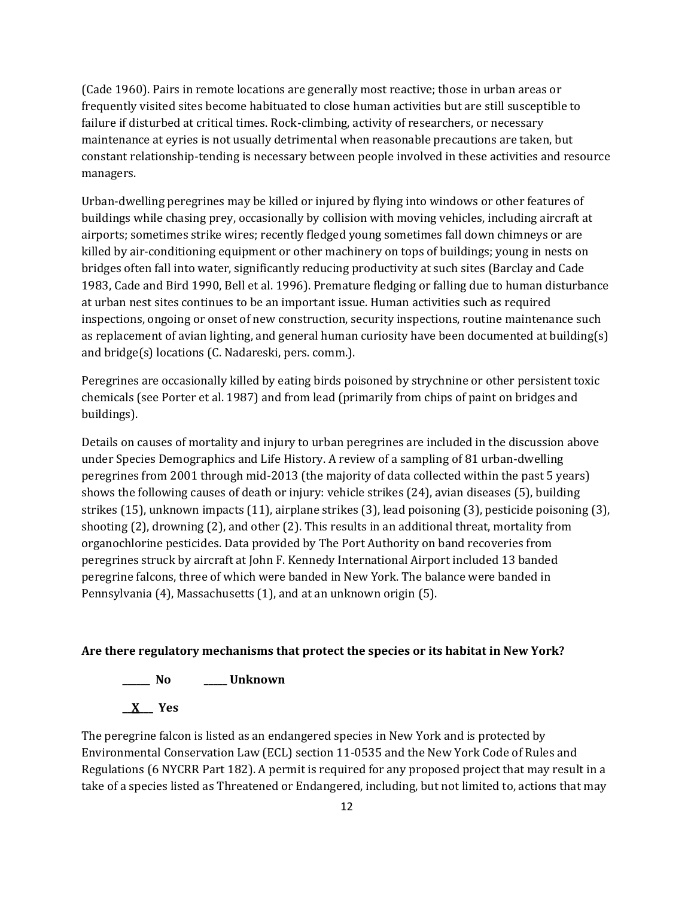(Cade 1960). Pairs in remote locations are generally most reactive; those in urban areas or frequently visited sites become habituated to close human activities but are still susceptible to failure if disturbed at critical times. Rock-climbing, activity of researchers, or necessary maintenance at eyries is not usually detrimental when reasonable precautions are taken, but constant relationship-tending is necessary between people involved in these activities and resource managers.

Urban-dwelling peregrines may be killed or injured by flying into windows or other features of buildings while chasing prey, occasionally by collision with moving vehicles, including aircraft at airports; sometimes strike wires; recently fledged young sometimes fall down chimneys or are killed by air-conditioning equipment or other machinery on tops of buildings; young in nests on bridges often fall into water, significantly reducing productivity at such sites (Barclay and Cade 1983, Cade and Bird 1990, Bell et al. 1996). Premature fledging or falling due to human disturbance at urban nest sites continues to be an important issue. Human activities such as required inspections, ongoing or onset of new construction, security inspections, routine maintenance such as replacement of avian lighting, and general human curiosity have been documented at building(s) and bridge(s) locations (C. Nadareski, pers. comm.).

Peregrines are occasionally killed by eating birds poisoned by strychnine or other persistent toxic chemicals (see Porter et al. 1987) and from lead (primarily from chips of paint on bridges and buildings).

Details on causes of mortality and injury to urban peregrines are included in the discussion above under Species Demographics and Life History. A review of a sampling of 81 urban-dwelling peregrines from 2001 through mid-2013 (the majority of data collected within the past 5 years) shows the following causes of death or injury: vehicle strikes (24), avian diseases (5), building strikes (15), unknown impacts (11), airplane strikes (3), lead poisoning (3), pesticide poisoning (3), shooting (2), drowning (2), and other (2). This results in an additional threat, mortality from organochlorine pesticides. Data provided by The Port Authority on band recoveries from peregrines struck by aircraft at John F. Kennedy International Airport included 13 banded peregrine falcons, three of which were banded in New York. The balance were banded in Pennsylvania (4), Massachusetts (1), and at an unknown origin (5).

**Are there regulatory mechanisms that protect the species or its habitat in New York?**

**______ No   _____ Unknown**

**__X___ Yes**

The peregrine falcon is listed as an endangered species in New York and is protected by Environmental Conservation Law (ECL) section 11-0535 and the New York Code of Rules and Regulations (6 NYCRR Part 182). A permit is required for any proposed project that may result in a take of a species listed as Threatened or Endangered, including, but not limited to, actions that may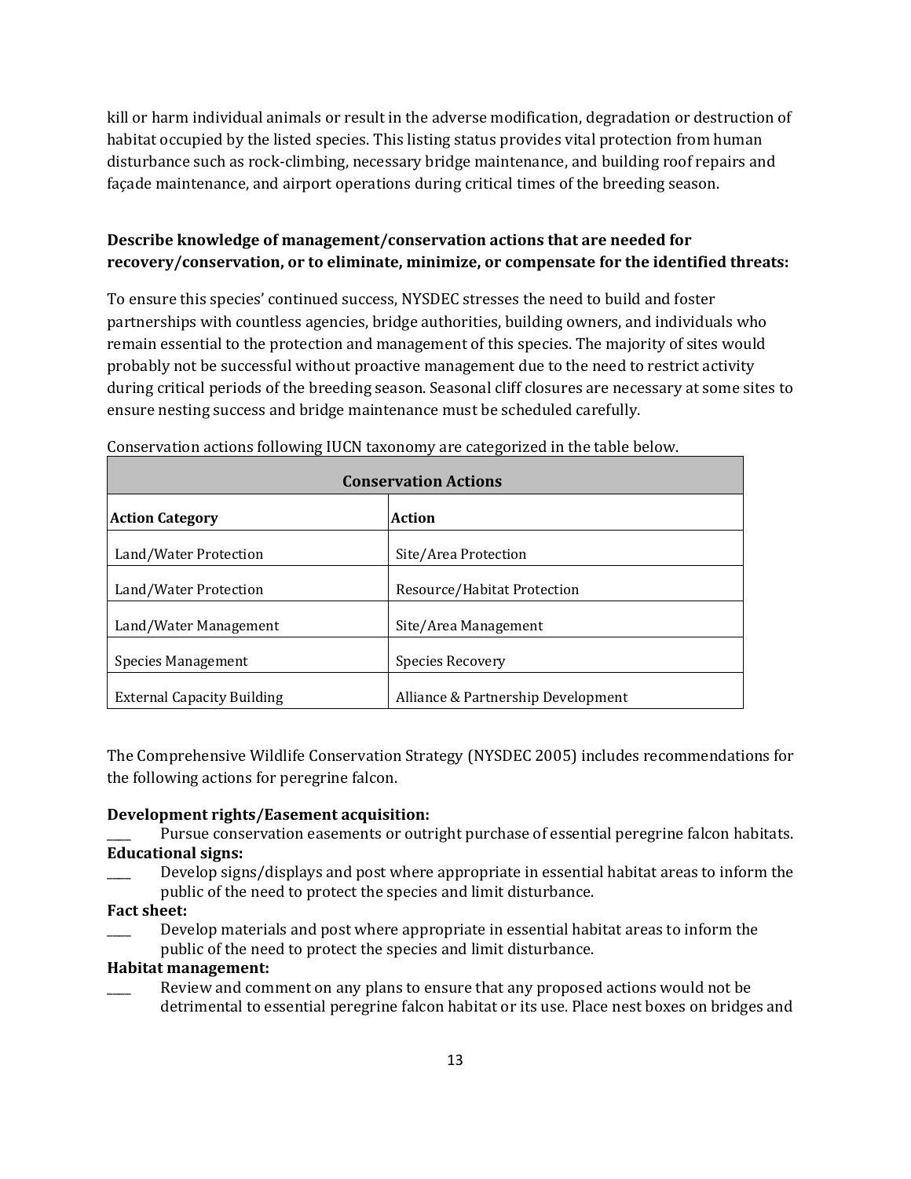kill or harm individual animals or result in the adverse modification, degradation or destruction of habitat occupied by the listed species. This listing status provides vital protection from human disturbance such as rock-climbing, necessary bridge maintenance, and building roof repairs and façade maintenance, and airport operations during critical times of the breeding season.

**Describe knowledge of management/conservation actions that are needed for recovery/conservation, or to eliminate, minimize, or compensate for the identified threats:**

To ensure this species' continued success, NYSDEC stresses the need to build and foster partnerships with countless agencies, bridge authorities, building owners, and individuals who remain essential to the protection and management of this species. The majority of sites would probably not be successful without proactive management due to the need to restrict activity during critical periods of the breeding season. Seasonal cliff closures are necessary at some sites to ensure nesting success and bridge maintenance must be scheduled carefully.

Conservation actions following IUCN taxonomy are categorized in the table below.

| **Conservation Actions** | |
|---|---|
| **Action Category** | **Action** |
| Land/Water Protection | Site/Area Protection |
| Land/Water Protection | Resource/Habitat Protection |
| Land/Water Management | Site/Area Management |
| Species Management | Species Recovery |
| External Capacity Building | Alliance & Partnership Development |

The Comprehensive Wildlife Conservation Strategy (NYSDEC 2005) includes recommendations for the following actions for peregrine falcon.

**Development rights/Easement acquisition:**

____ Pursue conservation easements or outright purchase of essential peregrine falcon habitats.

**Educational signs:**

____ Develop signs/displays and post where appropriate in essential habitat areas to inform the public of the need to protect the species and limit disturbance.

**Fact sheet:**

____ Develop materials and post where appropriate in essential habitat areas to inform the public of the need to protect the species and limit disturbance.

**Habitat management:**

____ Review and comment on any plans to ensure that any proposed actions would not be detrimental to essential peregrine falcon habitat or its use. Place nest boxes on bridges and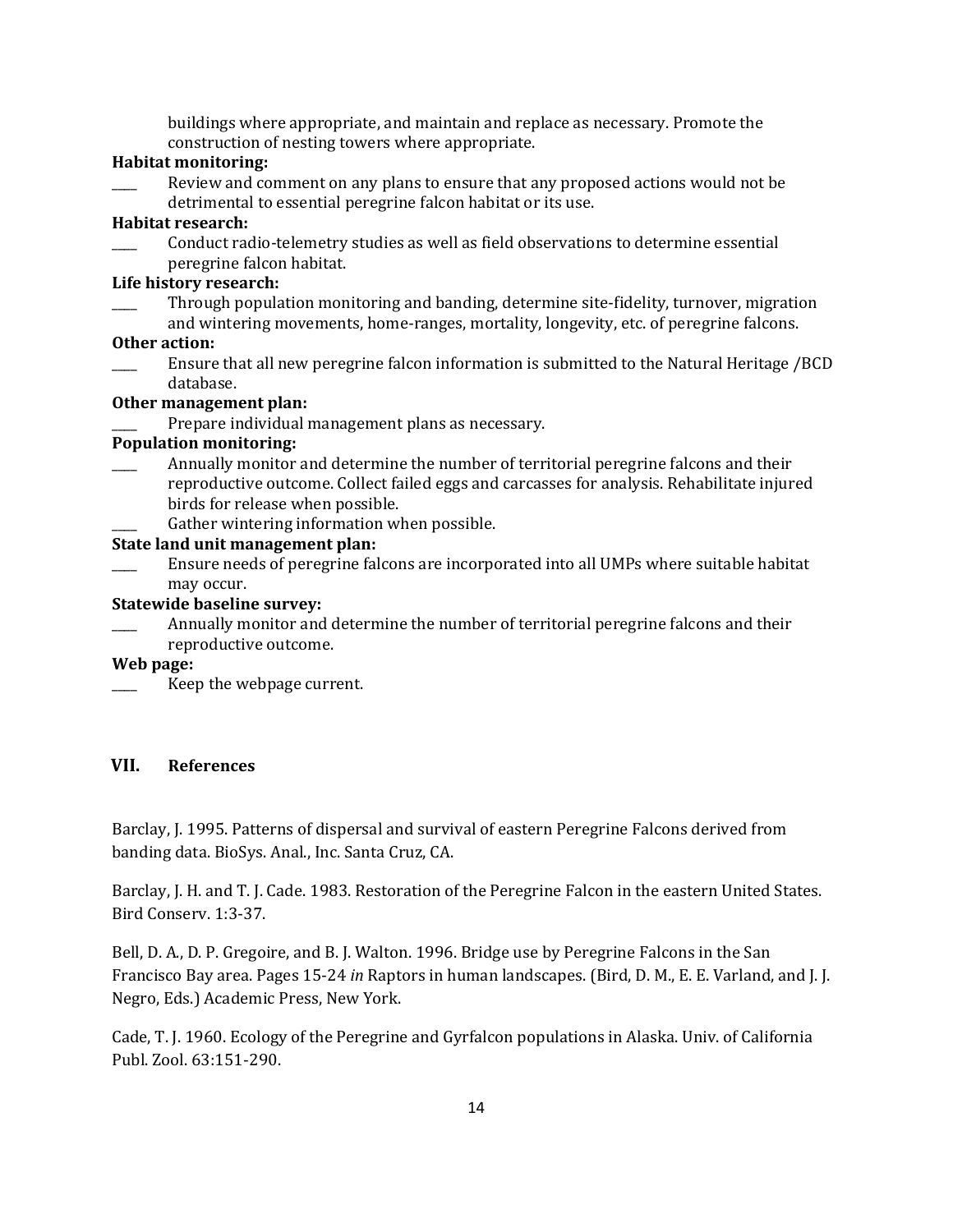buildings where appropriate, and maintain and replace as necessary. Promote the construction of nesting towers where appropriate.

**Habitat monitoring:**

____ Review and comment on any plans to ensure that any proposed actions would not be detrimental to essential peregrine falcon habitat or its use.

**Habitat research:**

____ Conduct radio-telemetry studies as well as field observations to determine essential peregrine falcon habitat.

**Life history research:**

____ Through population monitoring and banding, determine site-fidelity, turnover, migration and wintering movements, home-ranges, mortality, longevity, etc. of peregrine falcons.

**Other action:**

____ Ensure that all new peregrine falcon information is submitted to the Natural Heritage /BCD database.

**Other management plan:**

____ Prepare individual management plans as necessary.

**Population monitoring:**

____ Annually monitor and determine the number of territorial peregrine falcons and their reproductive outcome. Collect failed eggs and carcasses for analysis. Rehabilitate injured birds for release when possible.

____ Gather wintering information when possible.

**State land unit management plan:**

____ Ensure needs of peregrine falcons are incorporated into all UMPs where suitable habitat may occur.

**Statewide baseline survey:**

____ Annually monitor and determine the number of territorial peregrine falcons and their reproductive outcome.

**Web page:**

____ Keep the webpage current.

## VII. References

Barclay, J. 1995. Patterns of dispersal and survival of eastern Peregrine Falcons derived from banding data. BioSys. Anal., Inc. Santa Cruz, CA.

Barclay, J. H. and T. J. Cade. 1983. Restoration of the Peregrine Falcon in the eastern United States. Bird Conserv. 1:3-37.

Bell, D. A., D. P. Gregoire, and B. J. Walton. 1996. Bridge use by Peregrine Falcons in the San Francisco Bay area. Pages 15-24 *in* Raptors in human landscapes. (Bird, D. M., E. E. Varland, and J. J. Negro, Eds.) Academic Press, New York.

Cade, T. J. 1960. Ecology of the Peregrine and Gyrfalcon populations in Alaska. Univ. of California Publ. Zool. 63:151-290.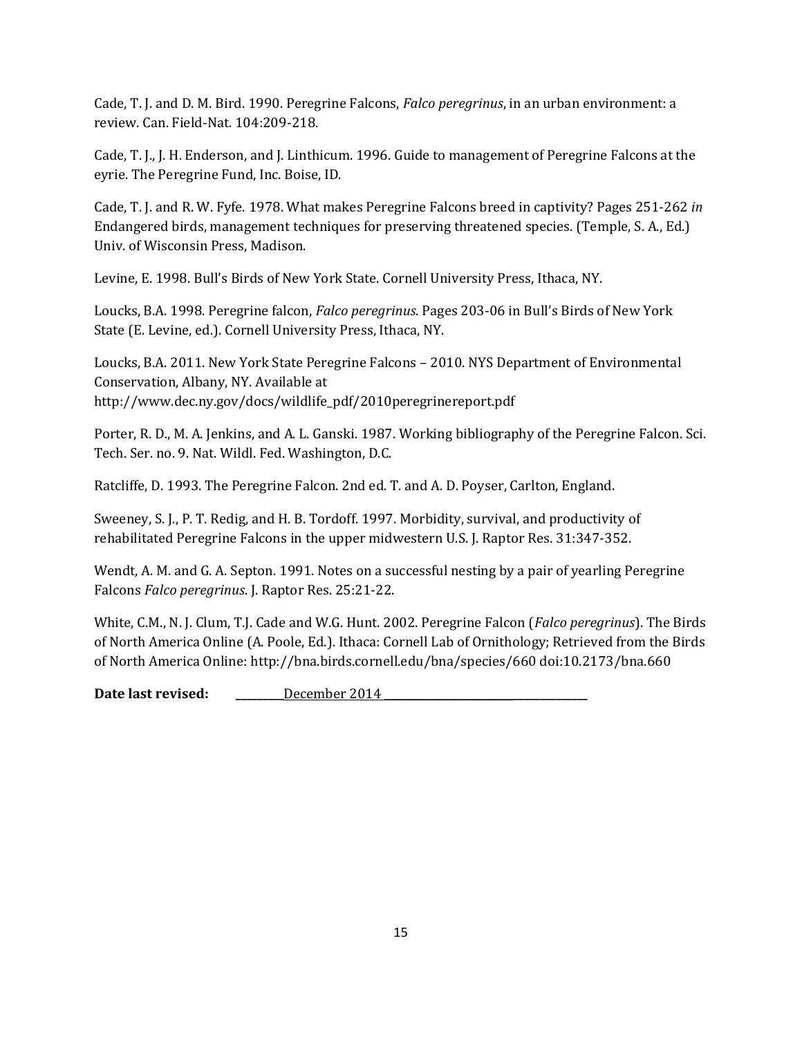Cade, T. J. and D. M. Bird. 1990. Peregrine Falcons, *Falco peregrinus*, in an urban environment: a review. Can. Field-Nat. 104:209-218.

Cade, T. J., J. H. Enderson, and J. Linthicum. 1996. Guide to management of Peregrine Falcons at the eyrie. The Peregrine Fund, Inc. Boise, ID.

Cade, T. J. and R. W. Fyfe. 1978. What makes Peregrine Falcons breed in captivity? Pages 251-262 *in* Endangered birds, management techniques for preserving threatened species. (Temple, S. A., Ed.) Univ. of Wisconsin Press, Madison.

Levine, E. 1998. Bull's Birds of New York State. Cornell University Press, Ithaca, NY.

Loucks, B.A. 1998. Peregrine falcon, *Falco peregrinus*. Pages 203-06 in Bull's Birds of New York State (E. Levine, ed.). Cornell University Press, Ithaca, NY.

Loucks, B.A. 2011. New York State Peregrine Falcons – 2010. NYS Department of Environmental Conservation, Albany, NY. Available at http://www.dec.ny.gov/docs/wildlife_pdf/2010peregrinereport.pdf

Porter, R. D., M. A. Jenkins, and A. L. Ganski. 1987. Working bibliography of the Peregrine Falcon. Sci. Tech. Ser. no. 9. Nat. Wildl. Fed. Washington, D.C.

Ratcliffe, D. 1993. The Peregrine Falcon. 2nd ed. T. and A. D. Poyser, Carlton, England.

Sweeney, S. J., P. T. Redig, and H. B. Tordoff. 1997. Morbidity, survival, and productivity of rehabilitated Peregrine Falcons in the upper midwestern U.S. J. Raptor Res. 31:347-352.

Wendt, A. M. and G. A. Septon. 1991. Notes on a successful nesting by a pair of yearling Peregrine Falcons *Falco peregrinus*. J. Raptor Res. 25:21-22.

White, C.M., N. J. Clum, T.J. Cade and W.G. Hunt. 2002. Peregrine Falcon (*Falco peregrinus*). The Birds of North America Online (A. Poole, Ed.). Ithaca: Cornell Lab of Ornithology; Retrieved from the Birds of North America Online: http://bna.birds.cornell.edu/bna/species/660 doi:10.2173/bna.660

**Date last revised:** December 2014